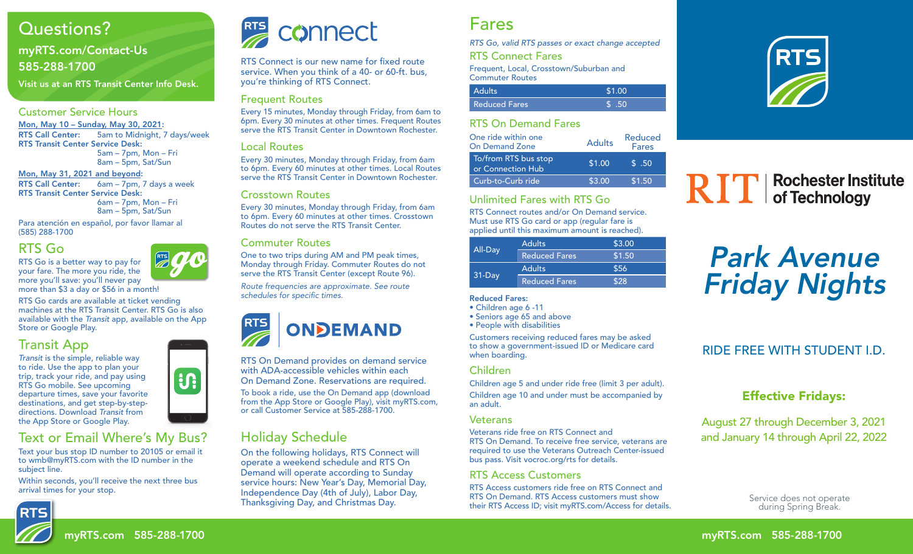# Questions?

myRTS.com/Contact-Us

585-288-1700

Visit us at an RTS Transit Center Info Desk.

## Customer Service Hours

Mon, May 10 – Sunday, May 30, 2021:

**RTS Call Center:** 5am to Midnight, 7 days/week

**RTS Transit Center Service Desk:**
6am – 7pm, Mon – Fri
8am – 5pm, Sat/Sun

Mon, May 31, 2021 and beyond:

**RTS Call Center:** 6am – 7pm, 7 days a week

**RTS Transit Center Service Desk:**
6am – 7pm, Mon – Fri
8am – 5pm, Sat/Sun

Para atención en español, por favor llamar al (585) 288-1700

## RTS Go

RTS Go is a better way to pay for your fare. The more you ride, the more you'll save: you'll never pay more than $3 a day or $56 in a month!

RTS Go cards are available at ticket vending machines at the RTS Transit Center. RTS Go is also available with the *Transit* app, available on the App Store or Google Play.

## Transit App

*Transit* is the simple, reliable way to ride. Use the app to plan your trip, track your ride, and pay using RTS Go mobile. See upcoming departure times, save your favorite destinations, and get step-by-step-directions. Download *Transit* from the App Store or Google Play.

## Text or Email Where's My Bus?

Text your bus stop ID number to 20105 or email it to wmb@myRTS.com with the ID number in the subject line.

Within seconds, you'll receive the next three bus arrival times for your stop.

# RTS connect

RTS Connect is our new name for fixed route service. When you think of a 40- or 60-ft. bus, you're thinking of RTS Connect.

## Frequent Routes

Every 15 minutes, Monday through Friday, from 6am to 6pm. Every 30 minutes at other times. Frequent Routes serve the RTS Transit Center in Downtown Rochester.

## Local Routes

Every 30 minutes, Monday through Friday, from 6am to 6pm. Every 60 minutes at other times. Local Routes serve the RTS Transit Center in Downtown Rochester.

## Crosstown Routes

Every 30 minutes, Monday through Friday, from 6am to 6pm. Every 60 minutes at other times. Crosstown Routes do not serve the RTS Transit Center.

## Commuter Routes

One to two trips during AM and PM peak times, Monday through Friday. Commuter Routes do not serve the RTS Transit Center.

*Route frequencies are approximate. See route schedules for specific times.*

# RTS ONDEMAND

RTS On Demand provides on demand service with ADA-accessible vehicles within each On Demand Zone. Reservations are required.

To book a ride, use the On Demand app (download from the App Store or Google Play), visit myRTS.com, or call Customer Service at 585-288-1700.

## Holiday Schedule

On the following holidays, RTS Connect will operate a weekend schedule and RTS On Demand will operate according to Sunday service hours: New Year's Day, Memorial Day, Independence Day (4th of July), Labor Day, Thanksgiving Day, and Christmas Day.

# Fares

*RTS Go, valid RTS passes or exact change accepted*

## RTS Connect Fares

Frequent, Local, Crosstown/Suburban and Commuter Routes

| | |
|---|---|
| Adults | $1.00 |
| Reduced Fares | $ .50 |

## RTS On Demand Fares

| One ride within one On Demand Zone | Adults | Reduced Fares |
|---|---|---|
| To/from RTS bus stop or Connection Hub | $1.00 | $ .50 |
| Curb-to-Curb ride | $3.00 | $1.50 |

## Unlimited Fares with RTS Go

RTS Connect routes and/or On Demand service. Must use RTS Go card or app (regular fare is applied until this maximum amount is reached).

| | | |
|---|---|---|
| All-Day | Adults | $3.00 |
| | Reduced Fares | $1.50 |
| 31-Day | Adults | $56 |
| | Reduced Fares | $28 |

**Reduced Fares:**

- Children age 6 -11
- Seniors age 65 and above
- People with disabilities

Customers receiving reduced fares may be asked to show a government-issued ID or Medicare card when boarding.

## Children

Children age 5 and under ride free (limit 3 per adult).

Children age 10 and under must be accompanied by an adult.

## Veterans

Veterans ride free on RTS Connect and RTS On Demand. To receive free service, veterans are required to use the Veterans Outreach Center-issued bus pass. Visit vocroc.org/rts for details.

## RTS Access Customers

RTS Access customers ride free on RTS Connect and RTS On Demand. RTS Access customers must show their RTS Access ID; visit myRTS.com/Access for details.

RTS

RIT | Rochester Institute of Technology

# *Park Avenue Friday Nights*

RIDE FREE WITH STUDENT I.D.

**Effective Fridays:**

August 27 through December 3, 2021 and January 14 through April 22, 2022

Service does not operate during Spring Break.

myRTS.com 585-288-1700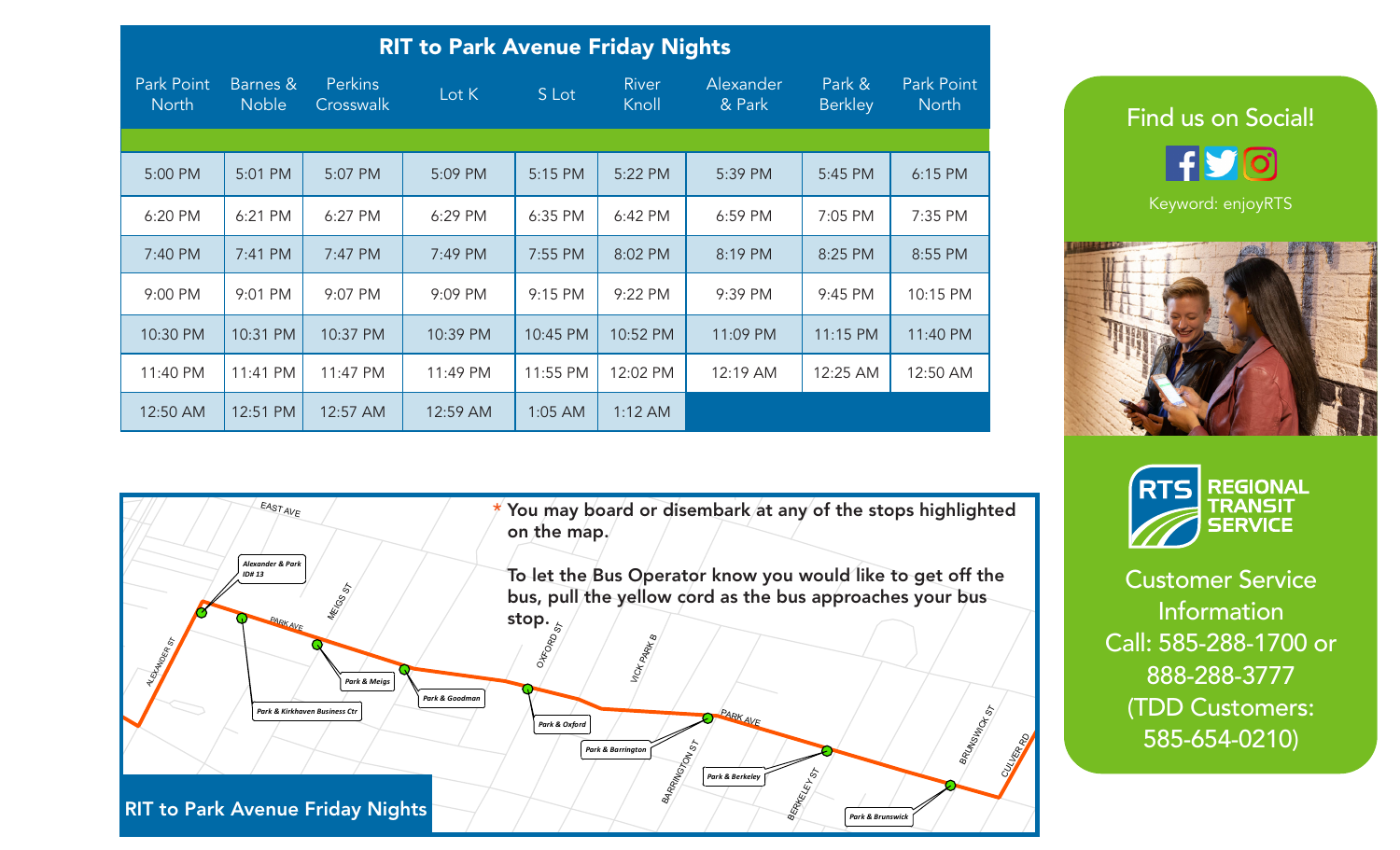## RIT to Park Avenue Friday Nights

| Park Point North | Barnes & Noble | Perkins Crosswalk | Lot K | S Lot | River Knoll | Alexander & Park | Park & Berkley | Park Point North |
|---|---|---|---|---|---|---|---|---|
| 5:00 PM | 5:01 PM | 5:07 PM | 5:09 PM | 5:15 PM | 5:22 PM | 5:39 PM | 5:45 PM | 6:15 PM |
| 6:20 PM | 6:21 PM | 6:27 PM | 6:29 PM | 6:35 PM | 6:42 PM | 6:59 PM | 7:05 PM | 7:35 PM |
| 7:40 PM | 7:41 PM | 7:47 PM | 7:49 PM | 7:55 PM | 8:02 PM | 8:19 PM | 8:25 PM | 8:55 PM |
| 9:00 PM | 9:01 PM | 9:07 PM | 9:09 PM | 9:15 PM | 9:22 PM | 9:39 PM | 9:45 PM | 10:15 PM |
| 10:30 PM | 10:31 PM | 10:37 PM | 10:39 PM | 10:45 PM | 10:52 PM | 11:09 PM | 11:15 PM | 11:40 PM |
| 11:40 PM | 11:41 PM | 11:47 PM | 11:49 PM | 11:55 PM | 12:02 PM | 12:19 AM | 12:25 AM | 12:50 AM |
| 12:50 AM | 12:51 PM | 12:57 AM | 12:59 AM | 1:05 AM | 1:12 AM | | | |

* You may board or disembark at any of the stops highlighted on the map.

To let the Bus Operator know you would like to get off the bus, pull the yellow cord as the bus approaches your bus stop.

EAST AVE
ALEXANDER ST
MEIGS ST
PARK AVE
OXFORD ST
VICK PARK B
BARRINGTON ST
BERKELEY ST
BRUNSWICK ST
CULVER RD

Alexander & Park ID# 13
Park & Kirkhaven Business Ctr
Park & Meigs
Park & Goodman
Park & Oxford
Park & Barrington
Park & Berkeley
Park & Brunswick

RIT to Park Avenue Friday Nights

Find us on Social!

Keyword: enjoyRTS

RTS REGIONAL TRANSIT SERVICE

Customer Service Information
Call: 585-288-1700 or 888-288-3777
(TDD Customers: 585-654-0210)